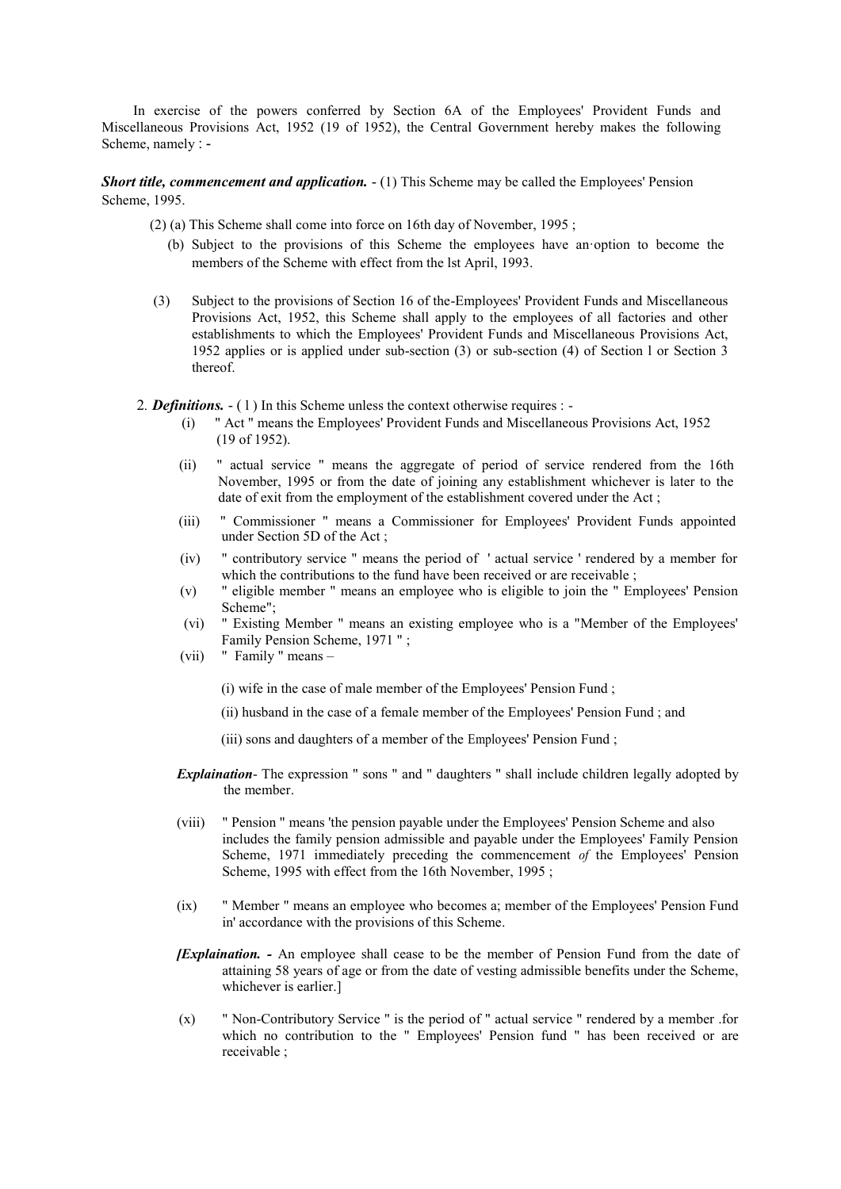In exercise of the powers conferred by Section 6A of the Employees' Provident Funds and Miscellaneous Provisions Act, 1952 (19 of 1952), the Central Government hereby makes the following Scheme, namely : -

***Short title, commencement and application.*** - (1) This Scheme may be called the Employees' Pension Scheme, 1995.

(2) (a) This Scheme shall come into force on 16th day of November, 1995 ;

(b) Subject to the provisions of this Scheme the employees have an·option to become the members of the Scheme with effect from the lst April, 1993.

(3) Subject to the provisions of Section 16 of the-Employees' Provident Funds and Miscellaneous Provisions Act, 1952, this Scheme shall apply to the employees of all factories and other establishments to which the Employees' Provident Funds and Miscellaneous Provisions Act, 1952 applies or is applied under sub-section (3) or sub-section (4) of Section l or Section 3 thereof.

2. ***Definitions.*** - ( l ) In this Scheme unless the context otherwise requires : -

(i) " Act " means the Employees' Provident Funds and Miscellaneous Provisions Act, 1952 (19 of 1952).

(ii) " actual service " means the aggregate of period of service rendered from the 16th November, 1995 or from the date of joining any establishment whichever is later to the date of exit from the employment of the establishment covered under the Act ;

(iii) " Commissioner " means a Commissioner for Employees' Provident Funds appointed under Section 5D of the Act ;

(iv) " contributory service " means the period of ' actual service ' rendered by a member for which the contributions to the fund have been received or are receivable ;

(v) " eligible member " means an employee who is eligible to join the " Employees' Pension Scheme";

(vi) " Existing Member " means an existing employee who is a "Member of the Employees' Family Pension Scheme, 1971 " ;

(vii) " Family " means –

(i) wife in the case of male member of the Employees' Pension Fund ;

(ii) husband in the case of a female member of the Employees' Pension Fund ; and

(iii) sons and daughters of a member of the Employees' Pension Fund ;

***Explaination***- The expression " sons " and " daughters " shall include children legally adopted by the member.

(viii) " Pension " means 'the pension payable under the Employees' Pension Scheme and also includes the family pension admissible and payable under the Employees' Family Pension Scheme, 1971 immediately preceding the commencement *of* the Employees' Pension Scheme, 1995 with effect from the 16th November, 1995 ;

(ix) " Member " means an employee who becomes a; member of the Employees' Pension Fund in' accordance with the provisions of this Scheme.

***[Explaination. -*** An employee shall cease to be the member of Pension Fund from the date of attaining 58 years of age or from the date of vesting admissible benefits under the Scheme, whichever is earlier.]

(x) " Non-Contributory Service " is the period of " actual service " rendered by a member .for which no contribution to the " Employees' Pension fund " has been received or are receivable ;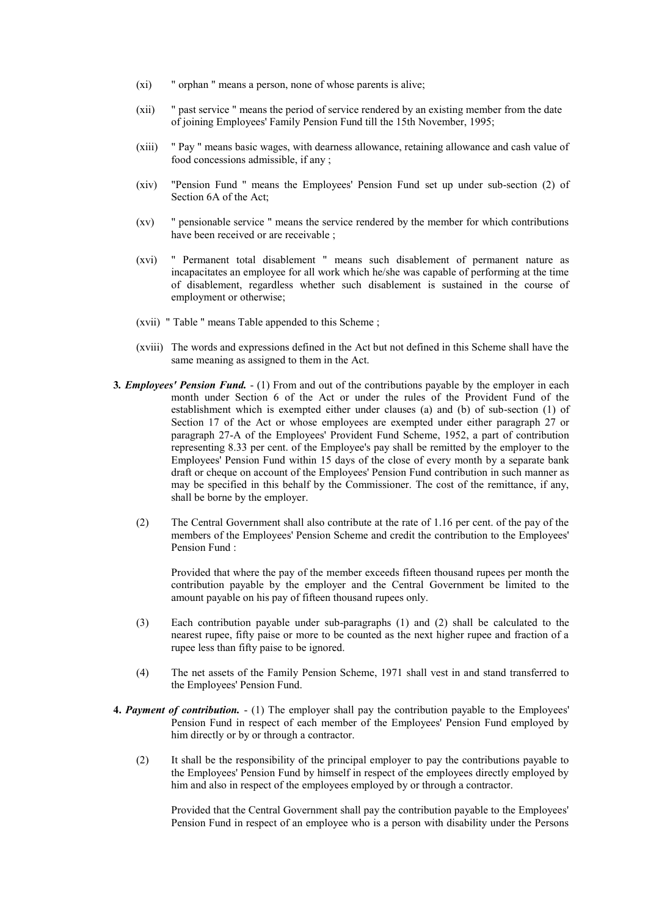(xi) " orphan " means a person, none of whose parents is alive;

(xii) " past service " means the period of service rendered by an existing member from the date of joining Employees' Family Pension Fund till the 15th November, 1995;

(xiii) " Pay " means basic wages, with dearness allowance, retaining allowance and cash value of food concessions admissible, if any ;

(xiv) "Pension Fund " means the Employees' Pension Fund set up under sub-section (2) of Section 6A of the Act;

(xv) " pensionable service " means the service rendered by the member for which contributions have been received or are receivable ;

(xvi) " Permanent total disablement " means such disablement of permanent nature as incapacitates an employee for all work which he/she was capable of performing at the time of disablement, regardless whether such disablement is sustained in the course of employment or otherwise;

(xvii) " Table " means Table appended to this Scheme ;

(xviii) The words and expressions defined in the Act but not defined in this Scheme shall have the same meaning as assigned to them in the Act.

**3.** ***Employees' Pension Fund.*** - (1) From and out of the contributions payable by the employer in each month under Section 6 of the Act or under the rules of the Provident Fund of the establishment which is exempted either under clauses (a) and (b) of sub-section (1) of Section 17 of the Act or whose employees are exempted under either paragraph 27 or paragraph 27-A of the Employees' Provident Fund Scheme, 1952, a part of contribution representing 8.33 per cent. of the Employee's pay shall be remitted by the employer to the Employees' Pension Fund within 15 days of the close of every month by a separate bank draft or cheque on account of the Employees' Pension Fund contribution in such manner as may be specified in this behalf by the Commissioner. The cost of the remittance, if any, shall be borne by the employer.

(2) The Central Government shall also contribute at the rate of 1.16 per cent. of the pay of the members of the Employees' Pension Scheme and credit the contribution to the Employees' Pension Fund :

Provided that where the pay of the member exceeds fifteen thousand rupees per month the contribution payable by the employer and the Central Government be limited to the amount payable on his pay of fifteen thousand rupees only.

(3) Each contribution payable under sub-paragraphs (1) and (2) shall be calculated to the nearest rupee, fifty paise or more to be counted as the next higher rupee and fraction of a rupee less than fifty paise to be ignored.

(4) The net assets of the Family Pension Scheme, 1971 shall vest in and stand transferred to the Employees' Pension Fund.

**4.** ***Payment of contribution.*** - (1) The employer shall pay the contribution payable to the Employees' Pension Fund in respect of each member of the Employees' Pension Fund employed by him directly or by or through a contractor.

(2) It shall be the responsibility of the principal employer to pay the contributions payable to the Employees' Pension Fund by himself in respect of the employees directly employed by him and also in respect of the employees employed by or through a contractor.

Provided that the Central Government shall pay the contribution payable to the Employees' Pension Fund in respect of an employee who is a person with disability under the Persons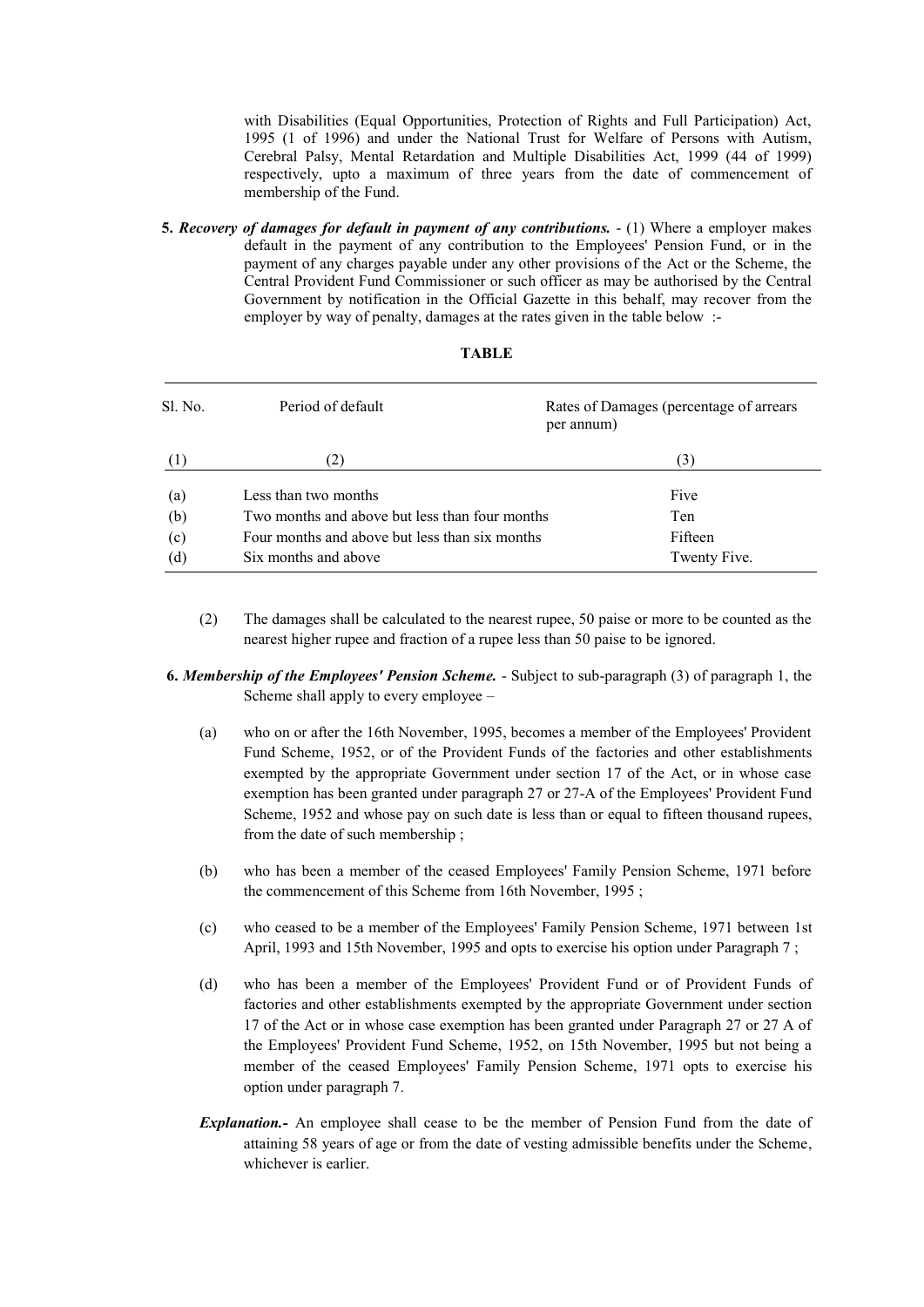with Disabilities (Equal Opportunities, Protection of Rights and Full Participation) Act, 1995 (1 of 1996) and under the National Trust for Welfare of Persons with Autism, Cerebral Palsy, Mental Retardation and Multiple Disabilities Act, 1999 (44 of 1999) respectively, upto a maximum of three years from the date of commencement of membership of the Fund.

**5.** ***Recovery of damages for default in payment of any contributions.*** - (1) Where a employer makes default in the payment of any contribution to the Employees' Pension Fund, or in the payment of any charges payable under any other provisions of the Act or the Scheme, the Central Provident Fund Commissioner or such officer as may be authorised by the Central Government by notification in the Official Gazette in this behalf, may recover from the employer by way of penalty, damages at the rates given in the table below :-

**TABLE**

| Sl. No. | Period of default | Rates of Damages (percentage of arrears per annum) |
|---|---|---|
| (1) | (2) | (3) |
| (a) | Less than two months | Five |
| (b) | Two months and above but less than four months | Ten |
| (c) | Four months and above but less than six months | Fifteen |
| (d) | Six months and above | Twenty Five. |

(2) The damages shall be calculated to the nearest rupee, 50 paise or more to be counted as the nearest higher rupee and fraction of a rupee less than 50 paise to be ignored.

**6.** ***Membership of the Employees' Pension Scheme.*** - Subject to sub-paragraph (3) of paragraph 1, the Scheme shall apply to every employee –

(a) who on or after the 16th November, 1995, becomes a member of the Employees' Provident Fund Scheme, 1952, or of the Provident Funds of the factories and other establishments exempted by the appropriate Government under section 17 of the Act, or in whose case exemption has been granted under paragraph 27 or 27-A of the Employees' Provident Fund Scheme, 1952 and whose pay on such date is less than or equal to fifteen thousand rupees, from the date of such membership ;

(b) who has been a member of the ceased Employees' Family Pension Scheme, 1971 before the commencement of this Scheme from 16th November, 1995 ;

(c) who ceased to be a member of the Employees' Family Pension Scheme, 1971 between 1st April, 1993 and 15th November, 1995 and opts to exercise his option under Paragraph 7 ;

(d) who has been a member of the Employees' Provident Fund or of Provident Funds of factories and other establishments exempted by the appropriate Government under section 17 of the Act or in whose case exemption has been granted under Paragraph 27 or 27 A of the Employees' Provident Fund Scheme, 1952, on 15th November, 1995 but not being a member of the ceased Employees' Family Pension Scheme, 1971 opts to exercise his option under paragraph 7.

***Explanation.-*** An employee shall cease to be the member of Pension Fund from the date of attaining 58 years of age or from the date of vesting admissible benefits under the Scheme, whichever is earlier.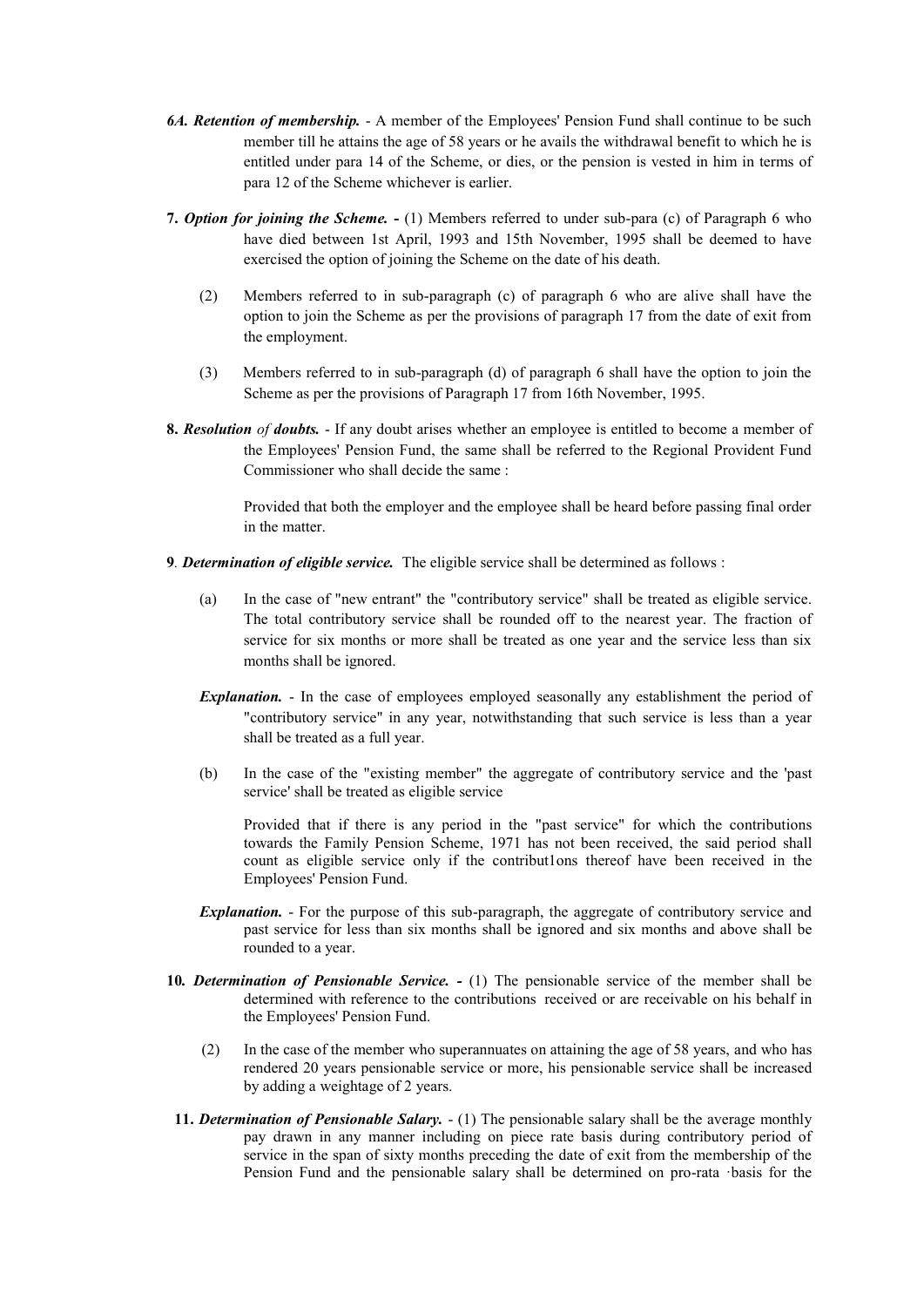***6A. Retention of membership.*** - A member of the Employees' Pension Fund shall continue to be such member till he attains the age of 58 years or he avails the withdrawal benefit to which he is entitled under para 14 of the Scheme, or dies, or the pension is vested in him in terms of para 12 of the Scheme whichever is earlier.

**7. *Option for joining the Scheme.* -** (1) Members referred to under sub-para (c) of Paragraph 6 who have died between 1st April, 1993 and 15th November, 1995 shall be deemed to have exercised the option of joining the Scheme on the date of his death.

(2) Members referred to in sub-paragraph (c) of paragraph 6 who are alive shall have the option to join the Scheme as per the provisions of paragraph 17 from the date of exit from the employment.

(3) Members referred to in sub-paragraph (d) of paragraph 6 shall have the option to join the Scheme as per the provisions of Paragraph 17 from 16th November, 1995.

**8. *Resolution of doubts.*** - If any doubt arises whether an employee is entitled to become a member of the Employees' Pension Fund, the same shall be referred to the Regional Provident Fund Commissioner who shall decide the same :

Provided that both the employer and the employee shall be heard before passing final order in the matter.

**9**. ***Determination of eligible service.*** The eligible service shall be determined as follows :

(a) In the case of "new entrant" the "contributory service" shall be treated as eligible service. The total contributory service shall be rounded off to the nearest year. The fraction of service for six months or more shall be treated as one year and the service less than six months shall be ignored.

***Explanation.*** - In the case of employees employed seasonally any establishment the period of "contributory service" in any year, notwithstanding that such service is less than a year shall be treated as a full year.

(b) In the case of the "existing member" the aggregate of contributory service and the 'past service' shall be treated as eligible service

Provided that if there is any period in the "past service" for which the contributions towards the Family Pension Scheme, 1971 has not been received, the said period shall count as eligible service only if the contribut1ons thereof have been received in the Employees' Pension Fund.

***Explanation.*** - For the purpose of this sub-paragraph, the aggregate of contributory service and past service for less than six months shall be ignored and six months and above shall be rounded to a year.

**10. *Determination of Pensionable Service.* -** (1) The pensionable service of the member shall be determined with reference to the contributions received or are receivable on his behalf in the Employees' Pension Fund.

(2) In the case of the member who superannuates on attaining the age of 58 years, and who has rendered 20 years pensionable service or more, his pensionable service shall be increased by adding a weightage of 2 years.

**11. *Determination of Pensionable Salary.*** - (1) The pensionable salary shall be the average monthly pay drawn in any manner including on piece rate basis during contributory period of service in the span of sixty months preceding the date of exit from the membership of the Pension Fund and the pensionable salary shall be determined on pro-rata ·basis for the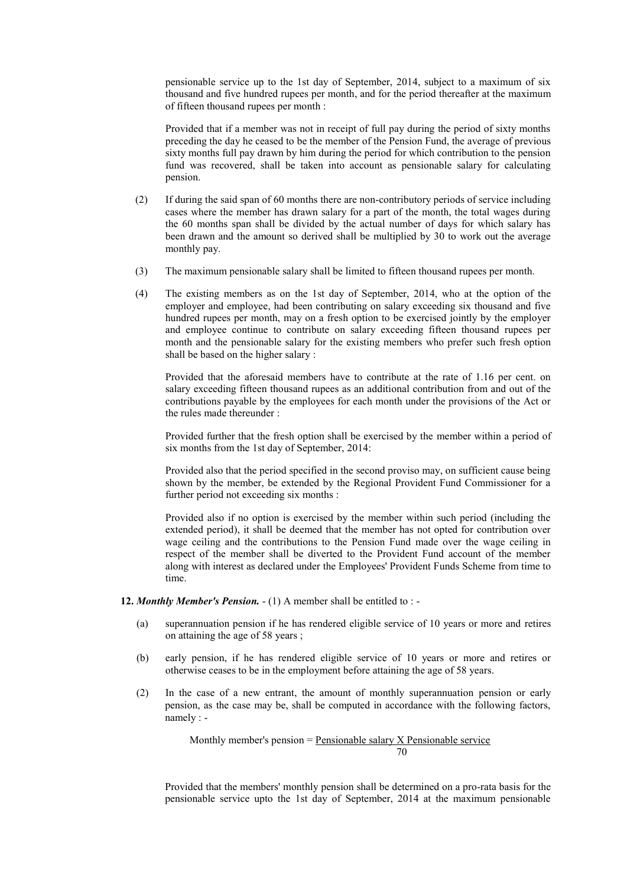pensionable service up to the 1st day of September, 2014, subject to a maximum of six thousand and five hundred rupees per month, and for the period thereafter at the maximum of fifteen thousand rupees per month :

Provided that if a member was not in receipt of full pay during the period of sixty months preceding the day he ceased to be the member of the Pension Fund, the average of previous sixty months full pay drawn by him during the period for which contribution to the pension fund was recovered, shall be taken into account as pensionable salary for calculating pension.

(2) If during the said span of 60 months there are non-contributory periods of service including cases where the member has drawn salary for a part of the month, the total wages during the 60 months span shall be divided by the actual number of days for which salary has been drawn and the amount so derived shall be multiplied by 30 to work out the average monthly pay.

(3) The maximum pensionable salary shall be limited to fifteen thousand rupees per month.

(4) The existing members as on the 1st day of September, 2014, who at the option of the employer and employee, had been contributing on salary exceeding six thousand and five hundred rupees per month, may on a fresh option to be exercised jointly by the employer and employee continue to contribute on salary exceeding fifteen thousand rupees per month and the pensionable salary for the existing members who prefer such fresh option shall be based on the higher salary :

Provided that the aforesaid members have to contribute at the rate of 1.16 per cent. on salary exceeding fifteen thousand rupees as an additional contribution from and out of the contributions payable by the employees for each month under the provisions of the Act or the rules made thereunder :

Provided further that the fresh option shall be exercised by the member within a period of six months from the 1st day of September, 2014:

Provided also that the period specified in the second proviso may, on sufficient cause being shown by the member, be extended by the Regional Provident Fund Commissioner for a further period not exceeding six months :

Provided also if no option is exercised by the member within such period (including the extended period), it shall be deemed that the member has not opted for contribution over wage ceiling and the contributions to the Pension Fund made over the wage ceiling in respect of the member shall be diverted to the Provident Fund account of the member along with interest as declared under the Employees' Provident Funds Scheme from time to time.

**12.** ***Monthly Member's Pension.*** - (1) A member shall be entitled to : -

(a) superannuation pension if he has rendered eligible service of 10 years or more and retires on attaining the age of 58 years ;

(b) early pension, if he has rendered eligible service of 10 years or more and retires or otherwise ceases to be in the employment before attaining the age of 58 years.

(2) In the case of a new entrant, the amount of monthly superannuation pension or early pension, as the case may be, shall be computed in accordance with the following factors, namely : -

$$\text{Monthly member's pension} = \frac{\text{Pensionable salary} \times \text{Pensionable service}}{70}$$

Provided that the members' monthly pension shall be determined on a pro-rata basis for the pensionable service upto the 1st day of September, 2014 at the maximum pensionable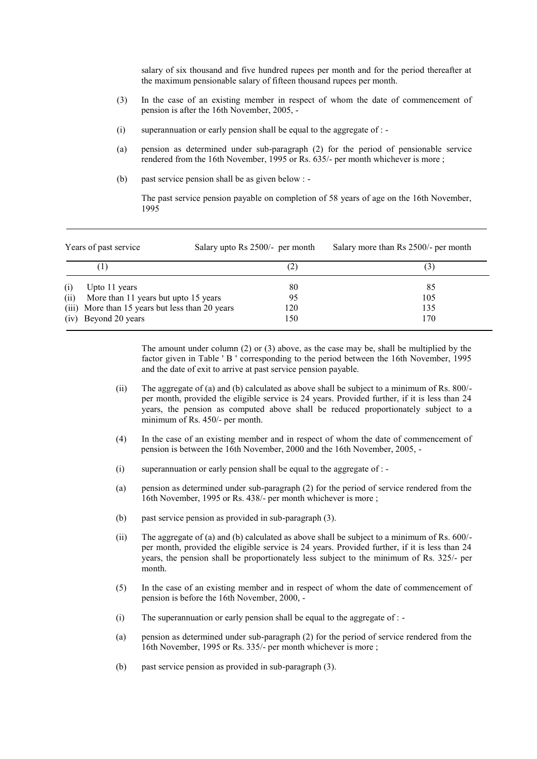salary of six thousand and five hundred rupees per month and for the period thereafter at the maximum pensionable salary of fifteen thousand rupees per month.

(3) In the case of an existing member in respect of whom the date of commencement of pension is after the 16th November, 2005, -

(i) superannuation or early pension shall be equal to the aggregate of : -

(a) pension as determined under sub-paragraph (2) for the period of pensionable service rendered from the 16th November, 1995 or Rs. 635/- per month whichever is more ;

(b) past service pension shall be as given below : -

The past service pension payable on completion of 58 years of age on the 16th November, 1995

| Years of past service | Salary upto Rs 2500/- per month | Salary more than Rs 2500/- per month |
|---|---|---|
| (1) | (2) | (3) |
| (i) Upto 11 years | 80 | 85 |
| (ii) More than 11 years but upto 15 years | 95 | 105 |
| (iii) More than 15 years but less than 20 years | 120 | 135 |
| (iv) Beyond 20 years | 150 | 170 |

The amount under column (2) or (3) above, as the case may be, shall be multiplied by the factor given in Table ' B ' corresponding to the period between the 16th November, 1995 and the date of exit to arrive at past service pension payable.

(ii) The aggregate of (a) and (b) calculated as above shall be subject to a minimum of Rs. 800/- per month, provided the eligible service is 24 years. Provided further, if it is less than 24 years, the pension as computed above shall be reduced proportionately subject to a minimum of Rs. 450/- per month.

(4) In the case of an existing member and in respect of whom the date of commencement of pension is between the 16th November, 2000 and the 16th November, 2005, -

(i) superannuation or early pension shall be equal to the aggregate of : -

(a) pension as determined under sub-paragraph (2) for the period of service rendered from the 16th November, 1995 or Rs. 438/- per month whichever is more ;

(b) past service pension as provided in sub-paragraph (3).

(ii) The aggregate of (a) and (b) calculated as above shall be subject to a minimum of Rs. 600/- per month, provided the eligible service is 24 years. Provided further, if it is less than 24 years, the pension shall be proportionately less subject to the minimum of Rs. 325/- per month.

(5) In the case of an existing member and in respect of whom the date of commencement of pension is before the 16th November, 2000, -

(i) The superannuation or early pension shall be equal to the aggregate of : -

(a) pension as determined under sub-paragraph (2) for the period of service rendered from the 16th November, 1995 or Rs. 335/- per month whichever is more ;

(b) past service pension as provided in sub-paragraph (3).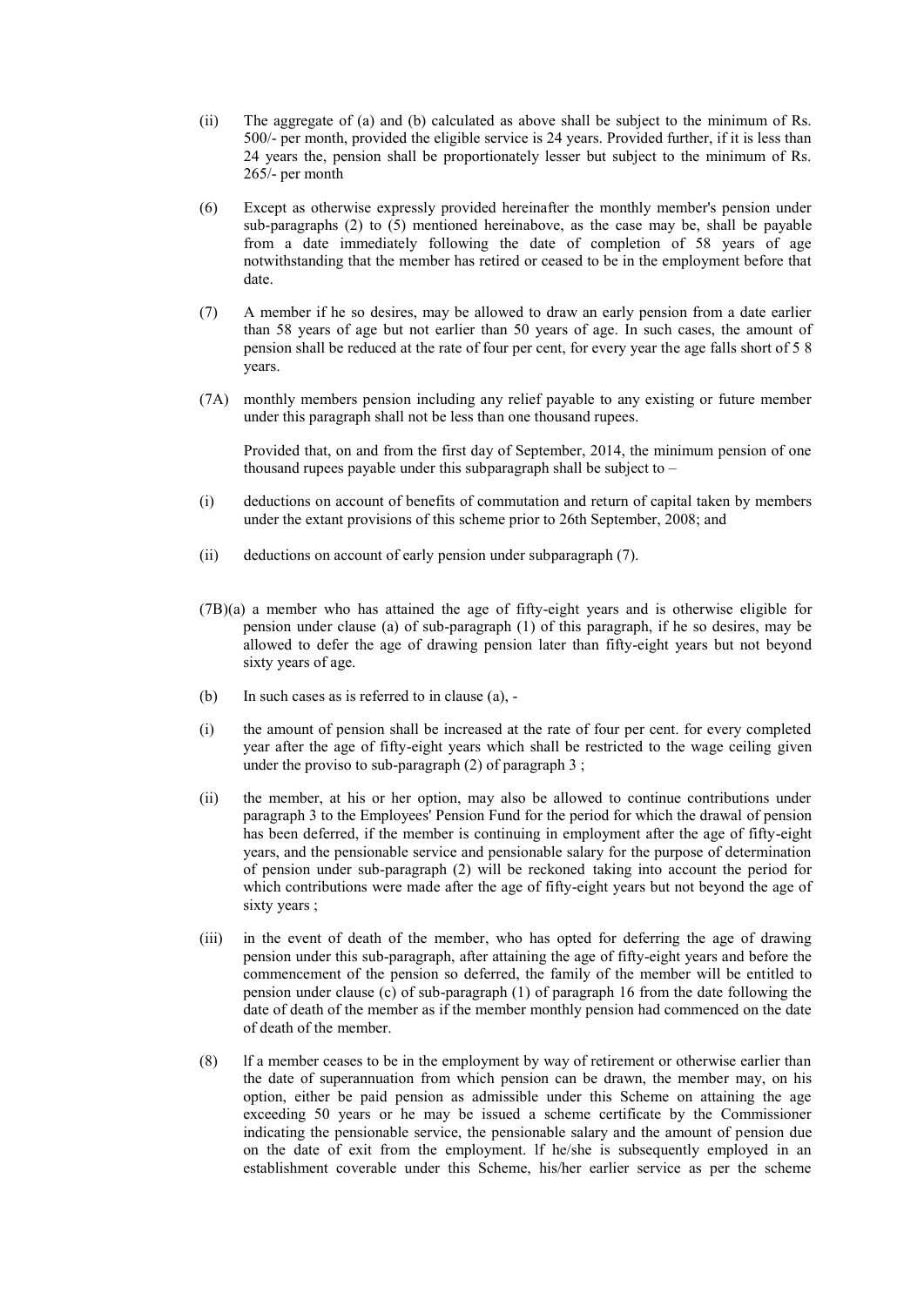(ii) The aggregate of (a) and (b) calculated as above shall be subject to the minimum of Rs. 500/- per month, provided the eligible service is 24 years. Provided further, if it is less than 24 years the, pension shall be proportionately lesser but subject to the minimum of Rs. 265/- per month

(6) Except as otherwise expressly provided hereinafter the monthly member's pension under sub-paragraphs (2) to (5) mentioned hereinabove, as the case may be, shall be payable from a date immediately following the date of completion of 58 years of age notwithstanding that the member has retired or ceased to be in the employment before that date.

(7) A member if he so desires, may be allowed to draw an early pension from a date earlier than 58 years of age but not earlier than 50 years of age. In such cases, the amount of pension shall be reduced at the rate of four per cent, for every year the age falls short of 5 8 years.

(7A) monthly members pension including any relief payable to any existing or future member under this paragraph shall not be less than one thousand rupees.

Provided that, on and from the first day of September, 2014, the minimum pension of one thousand rupees payable under this subparagraph shall be subject to –

(i) deductions on account of benefits of commutation and return of capital taken by members under the extant provisions of this scheme prior to 26th September, 2008; and

(ii) deductions on account of early pension under subparagraph (7).

(7B)(a) a member who has attained the age of fifty-eight years and is otherwise eligible for pension under clause (a) of sub-paragraph (1) of this paragraph, if he so desires, may be allowed to defer the age of drawing pension later than fifty-eight years but not beyond sixty years of age.

(b) In such cases as is referred to in clause (a), -

(i) the amount of pension shall be increased at the rate of four per cent. for every completed year after the age of fifty-eight years which shall be restricted to the wage ceiling given under the proviso to sub-paragraph (2) of paragraph 3 ;

(ii) the member, at his or her option, may also be allowed to continue contributions under paragraph 3 to the Employees' Pension Fund for the period for which the drawal of pension has been deferred, if the member is continuing in employment after the age of fifty-eight years, and the pensionable service and pensionable salary for the purpose of determination of pension under sub-paragraph (2) will be reckoned taking into account the period for which contributions were made after the age of fifty-eight years but not beyond the age of sixty years ;

(iii) in the event of death of the member, who has opted for deferring the age of drawing pension under this sub-paragraph, after attaining the age of fifty-eight years and before the commencement of the pension so deferred, the family of the member will be entitled to pension under clause (c) of sub-paragraph (1) of paragraph 16 from the date following the date of death of the member as if the member monthly pension had commenced on the date of death of the member.

(8) lf a member ceases to be in the employment by way of retirement or otherwise earlier than the date of superannuation from which pension can be drawn, the member may, on his option, either be paid pension as admissible under this Scheme on attaining the age exceeding 50 years or he may be issued a scheme certificate by the Commissioner indicating the pensionable service, the pensionable salary and the amount of pension due on the date of exit from the employment. lf he/she is subsequently employed in an establishment coverable under this Scheme, his/her earlier service as per the scheme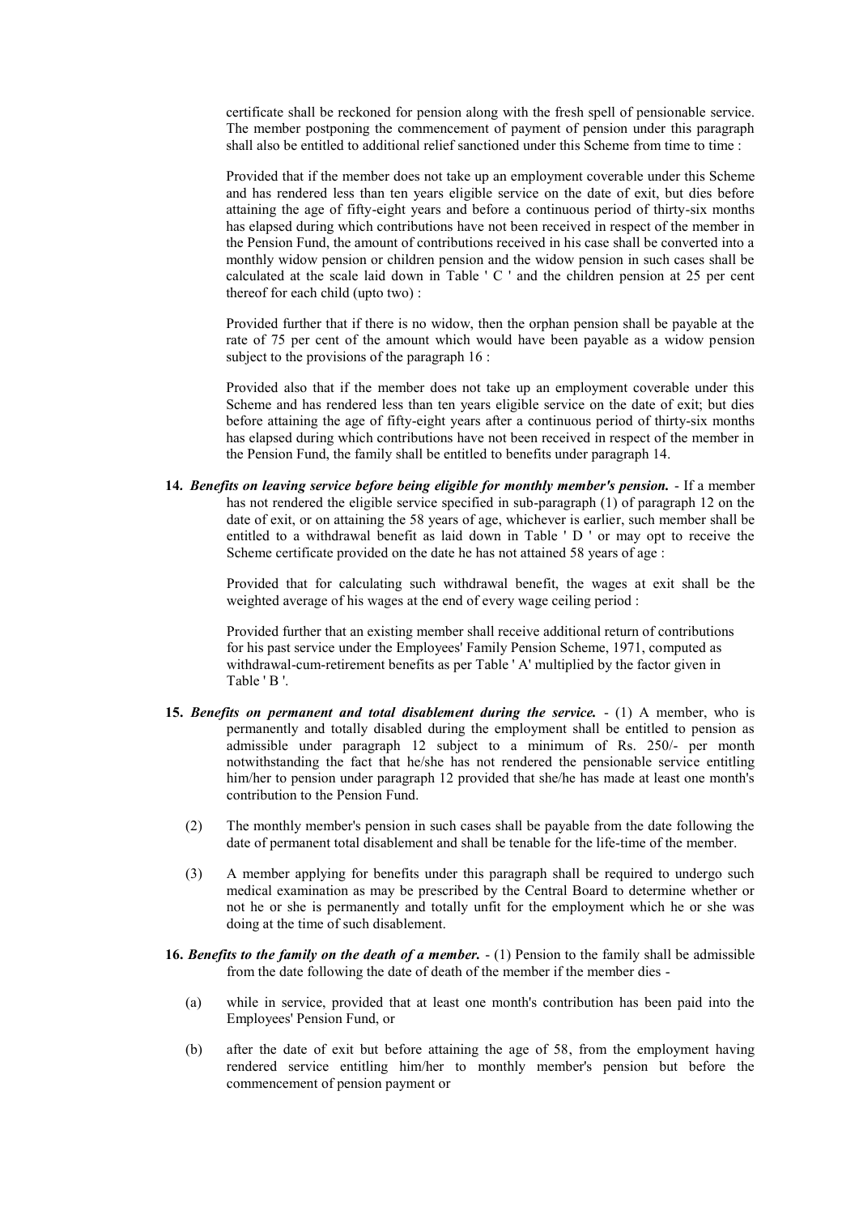certificate shall be reckoned for pension along with the fresh spell of pensionable service. The member postponing the commencement of payment of pension under this paragraph shall also be entitled to additional relief sanctioned under this Scheme from time to time :

Provided that if the member does not take up an employment coverable under this Scheme and has rendered less than ten years eligible service on the date of exit, but dies before attaining the age of fifty-eight years and before a continuous period of thirty-six months has elapsed during which contributions have not been received in respect of the member in the Pension Fund, the amount of contributions received in his case shall be converted into a monthly widow pension or children pension and the widow pension in such cases shall be calculated at the scale laid down in Table ' C ' and the children pension at 25 per cent thereof for each child (upto two) :

Provided further that if there is no widow, then the orphan pension shall be payable at the rate of 75 per cent of the amount which would have been payable as a widow pension subject to the provisions of the paragraph 16 :

Provided also that if the member does not take up an employment coverable under this Scheme and has rendered less than ten years eligible service on the date of exit; but dies before attaining the age of fifty-eight years after a continuous period of thirty-six months has elapsed during which contributions have not been received in respect of the member in the Pension Fund, the family shall be entitled to benefits under paragraph 14.

**14.** ***Benefits on leaving service before being eligible for monthly member's pension.*** - If a member has not rendered the eligible service specified in sub-paragraph (1) of paragraph 12 on the date of exit, or on attaining the 58 years of age, whichever is earlier, such member shall be entitled to a withdrawal benefit as laid down in Table ' D ' or may opt to receive the Scheme certificate provided on the date he has not attained 58 years of age :

Provided that for calculating such withdrawal benefit, the wages at exit shall be the weighted average of his wages at the end of every wage ceiling period :

Provided further that an existing member shall receive additional return of contributions for his past service under the Employees' Family Pension Scheme, 1971, computed as withdrawal-cum-retirement benefits as per Table ' A' multiplied by the factor given in Table ' B '.

**15.** ***Benefits on permanent and total disablement during the service.*** - (1) A member, who is permanently and totally disabled during the employment shall be entitled to pension as admissible under paragraph 12 subject to a minimum of Rs. 250/- per month notwithstanding the fact that he/she has not rendered the pensionable service entitling him/her to pension under paragraph 12 provided that she/he has made at least one month's contribution to the Pension Fund.

(2) The monthly member's pension in such cases shall be payable from the date following the date of permanent total disablement and shall be tenable for the life-time of the member.

(3) A member applying for benefits under this paragraph shall be required to undergo such medical examination as may be prescribed by the Central Board to determine whether or not he or she is permanently and totally unfit for the employment which he or she was doing at the time of such disablement.

**16.** ***Benefits to the family on the death of a member.*** - (1) Pension to the family shall be admissible from the date following the date of death of the member if the member dies -

(a) while in service, provided that at least one month's contribution has been paid into the Employees' Pension Fund, or

(b) after the date of exit but before attaining the age of 58, from the employment having rendered service entitling him/her to monthly member's pension but before the commencement of pension payment or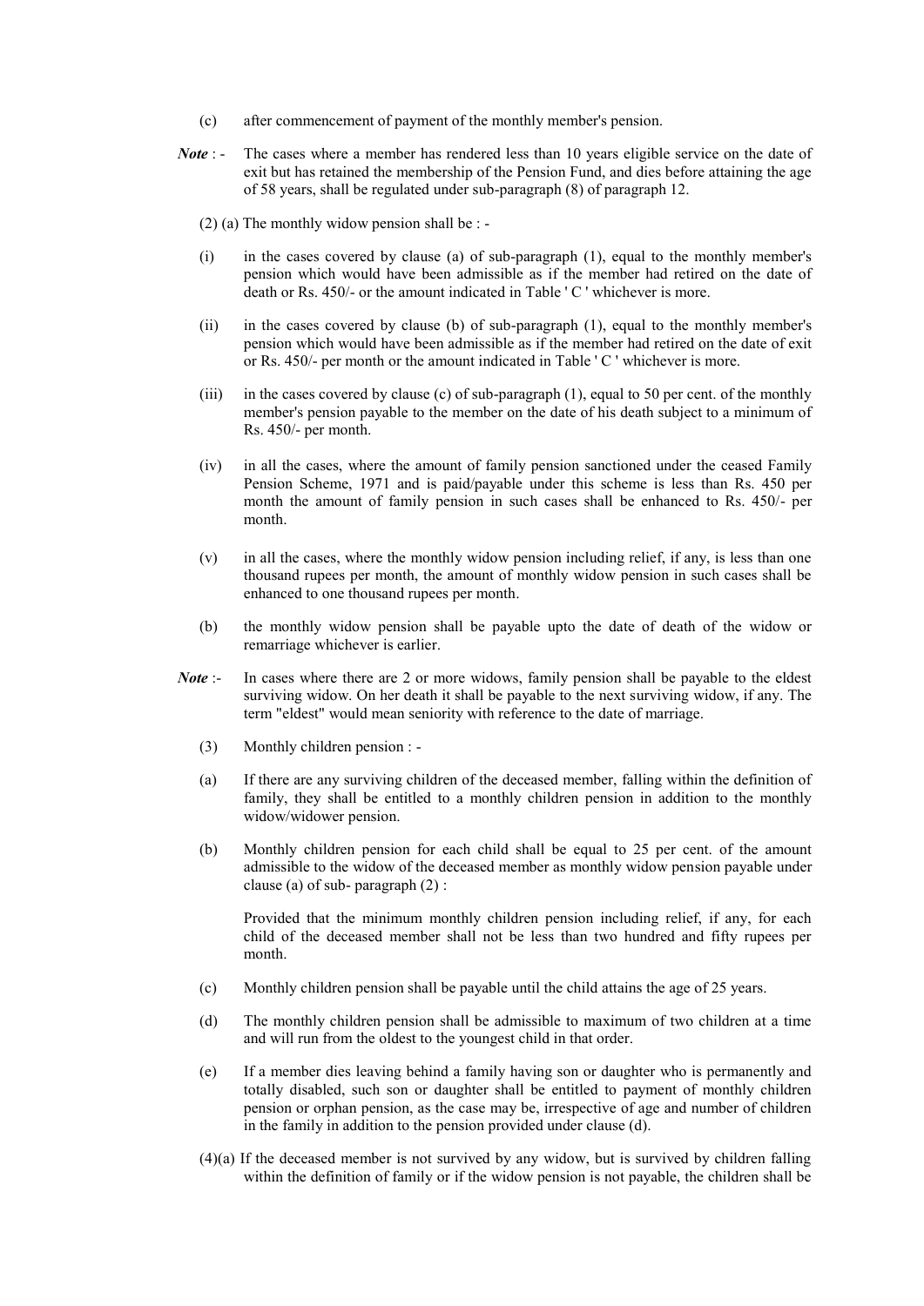(c) after commencement of payment of the monthly member's pension.

***Note*** : - The cases where a member has rendered less than 10 years eligible service on the date of exit but has retained the membership of the Pension Fund, and dies before attaining the age of 58 years, shall be regulated under sub-paragraph (8) of paragraph 12.

(2) (a) The monthly widow pension shall be : -

(i) in the cases covered by clause (a) of sub-paragraph (1), equal to the monthly member's pension which would have been admissible as if the member had retired on the date of death or Rs. 450/- or the amount indicated in Table ' C ' whichever is more.

(ii) in the cases covered by clause (b) of sub-paragraph (1), equal to the monthly member's pension which would have been admissible as if the member had retired on the date of exit or Rs. 450/- per month or the amount indicated in Table ' C ' whichever is more.

(iii) in the cases covered by clause (c) of sub-paragraph (1), equal to 50 per cent. of the monthly member's pension payable to the member on the date of his death subject to a minimum of Rs. 450/- per month.

(iv) in all the cases, where the amount of family pension sanctioned under the ceased Family Pension Scheme, 1971 and is paid/payable under this scheme is less than Rs. 450 per month the amount of family pension in such cases shall be enhanced to Rs. 450/- per month.

(v) in all the cases, where the monthly widow pension including relief, if any, is less than one thousand rupees per month, the amount of monthly widow pension in such cases shall be enhanced to one thousand rupees per month.

(b) the monthly widow pension shall be payable upto the date of death of the widow or remarriage whichever is earlier.

***Note*** :- In cases where there are 2 or more widows, family pension shall be payable to the eldest surviving widow. On her death it shall be payable to the next surviving widow, if any. The term "eldest" would mean seniority with reference to the date of marriage.

(3) Monthly children pension : -

(a) If there are any surviving children of the deceased member, falling within the definition of family, they shall be entitled to a monthly children pension in addition to the monthly widow/widower pension.

(b) Monthly children pension for each child shall be equal to 25 per cent. of the amount admissible to the widow of the deceased member as monthly widow pension payable under clause (a) of sub- paragraph (2) :

Provided that the minimum monthly children pension including relief, if any, for each child of the deceased member shall not be less than two hundred and fifty rupees per month.

(c) Monthly children pension shall be payable until the child attains the age of 25 years.

(d) The monthly children pension shall be admissible to maximum of two children at a time and will run from the oldest to the youngest child in that order.

(e) If a member dies leaving behind a family having son or daughter who is permanently and totally disabled, such son or daughter shall be entitled to payment of monthly children pension or orphan pension, as the case may be, irrespective of age and number of children in the family in addition to the pension provided under clause (d).

(4)(a) If the deceased member is not survived by any widow, but is survived by children falling within the definition of family or if the widow pension is not payable, the children shall be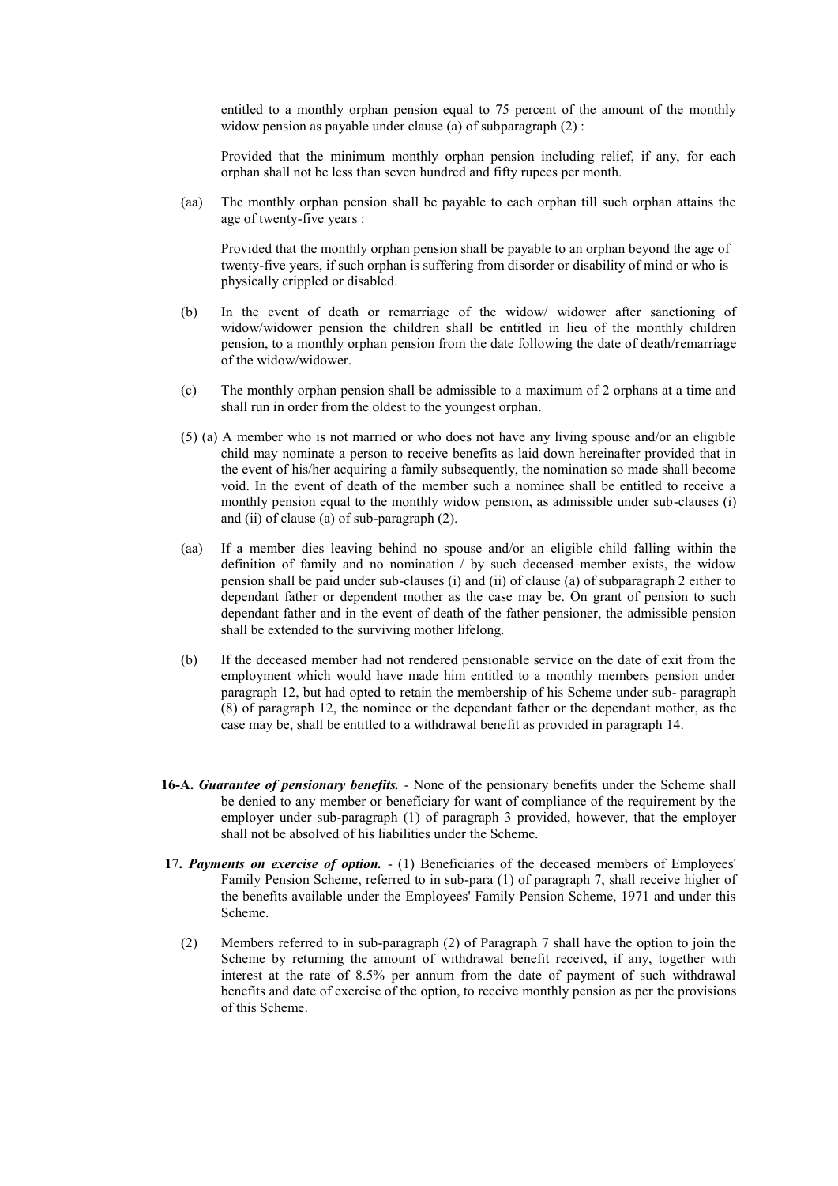entitled to a monthly orphan pension equal to 75 percent of the amount of the monthly widow pension as payable under clause (a) of subparagraph (2) :

Provided that the minimum monthly orphan pension including relief, if any, for each orphan shall not be less than seven hundred and fifty rupees per month.

(aa) The monthly orphan pension shall be payable to each orphan till such orphan attains the age of twenty-five years :

Provided that the monthly orphan pension shall be payable to an orphan beyond the age of twenty-five years, if such orphan is suffering from disorder or disability of mind or who is physically crippled or disabled.

(b) In the event of death or remarriage of the widow/ widower after sanctioning of widow/widower pension the children shall be entitled in lieu of the monthly children pension, to a monthly orphan pension from the date following the date of death/remarriage of the widow/widower.

(c) The monthly orphan pension shall be admissible to a maximum of 2 orphans at a time and shall run in order from the oldest to the youngest orphan.

(5) (a) A member who is not married or who does not have any living spouse and/or an eligible child may nominate a person to receive benefits as laid down hereinafter provided that in the event of his/her acquiring a family subsequently, the nomination so made shall become void. In the event of death of the member such a nominee shall be entitled to receive a monthly pension equal to the monthly widow pension, as admissible under sub-clauses (i) and (ii) of clause (a) of sub-paragraph (2).

(aa) If a member dies leaving behind no spouse and/or an eligible child falling within the definition of family and no nomination / by such deceased member exists, the widow pension shall be paid under sub-clauses (i) and (ii) of clause (a) of subparagraph 2 either to dependant father or dependent mother as the case may be. On grant of pension to such dependant father and in the event of death of the father pensioner, the admissible pension shall be extended to the surviving mother lifelong.

(b) If the deceased member had not rendered pensionable service on the date of exit from the employment which would have made him entitled to a monthly members pension under paragraph 12, but had opted to retain the membership of his Scheme under sub- paragraph (8) of paragraph 12, the nominee or the dependant father or the dependant mother, as the case may be, shall be entitled to a withdrawal benefit as provided in paragraph 14.

**16-A.** ***Guarantee of pensionary benefits.*** - None of the pensionary benefits under the Scheme shall be denied to any member or beneficiary for want of compliance of the requirement by the employer under sub-paragraph (1) of paragraph 3 provided, however, that the employer shall not be absolved of his liabilities under the Scheme.

**17.** ***Payments on exercise of option.*** - (1) Beneficiaries of the deceased members of Employees' Family Pension Scheme, referred to in sub-para (1) of paragraph 7, shall receive higher of the benefits available under the Employees' Family Pension Scheme, 1971 and under this Scheme.

(2) Members referred to in sub-paragraph (2) of Paragraph 7 shall have the option to join the Scheme by returning the amount of withdrawal benefit received, if any, together with interest at the rate of 8.5% per annum from the date of payment of such withdrawal benefits and date of exercise of the option, to receive monthly pension as per the provisions of this Scheme.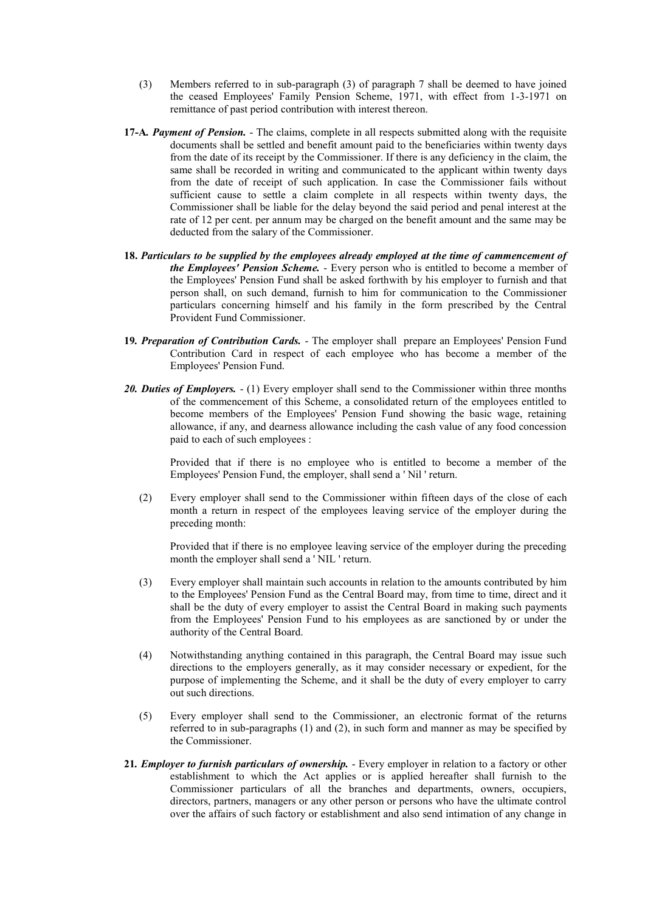(3) Members referred to in sub-paragraph (3) of paragraph 7 shall be deemed to have joined the ceased Employees' Family Pension Scheme, 1971, with effect from 1-3-1971 on remittance of past period contribution with interest thereon.

**17-A.** ***Payment of Pension.*** - The claims, complete in all respects submitted along with the requisite documents shall be settled and benefit amount paid to the beneficiaries within twenty days from the date of its receipt by the Commissioner. If there is any deficiency in the claim, the same shall be recorded in writing and communicated to the applicant within twenty days from the date of receipt of such application. In case the Commissioner fails without sufficient cause to settle a claim complete in all respects within twenty days, the Commissioner shall be liable for the delay beyond the said period and penal interest at the rate of 12 per cent. per annum may be charged on the benefit amount and the same may be deducted from the salary of the Commissioner.

**18.** ***Particulars to be supplied by the employees already employed at the time of cammencement of the Employees' Pension Scheme.*** - Every person who is entitled to become a member of the Employees' Pension Fund shall be asked forthwith by his employer to furnish and that person shall, on such demand, furnish to him for communication to the Commissioner particulars concerning himself and his family in the form prescribed by the Central Provident Fund Commissioner.

**19.** ***Preparation of Contribution Cards.*** - The employer shall prepare an Employees' Pension Fund Contribution Card in respect of each employee who has become a member of the Employees' Pension Fund.

***20. Duties of Employers.*** - (1) Every employer shall send to the Commissioner within three months of the commencement of this Scheme, a consolidated return of the employees entitled to become members of the Employees' Pension Fund showing the basic wage, retaining allowance, if any, and dearness allowance including the cash value of any food concession paid to each of such employees :

Provided that if there is no employee who is entitled to become a member of the Employees' Pension Fund, the employer, shall send a ' Nil ' return.

(2) Every employer shall send to the Commissioner within fifteen days of the close of each month a return in respect of the employees leaving service of the employer during the preceding month:

Provided that if there is no employee leaving service of the employer during the preceding month the employer shall send a ' NIL ' return.

(3) Every employer shall maintain such accounts in relation to the amounts contributed by him to the Employees' Pension Fund as the Central Board may, from time to time, direct and it shall be the duty of every employer to assist the Central Board in making such payments from the Employees' Pension Fund to his employees as are sanctioned by or under the authority of the Central Board.

(4) Notwithstanding anything contained in this paragraph, the Central Board may issue such directions to the employers generally, as it may consider necessary or expedient, for the purpose of implementing the Scheme, and it shall be the duty of every employer to carry out such directions.

(5) Every employer shall send to the Commissioner, an electronic format of the returns referred to in sub-paragraphs (1) and (2), in such form and manner as may be specified by the Commissioner.

**21.** ***Employer to furnish particulars of ownership.*** - Every employer in relation to a factory or other establishment to which the Act applies or is applied hereafter shall furnish to the Commissioner particulars of all the branches and departments, owners, occupiers, directors, partners, managers or any other person or persons who have the ultimate control over the affairs of such factory or establishment and also send intimation of any change in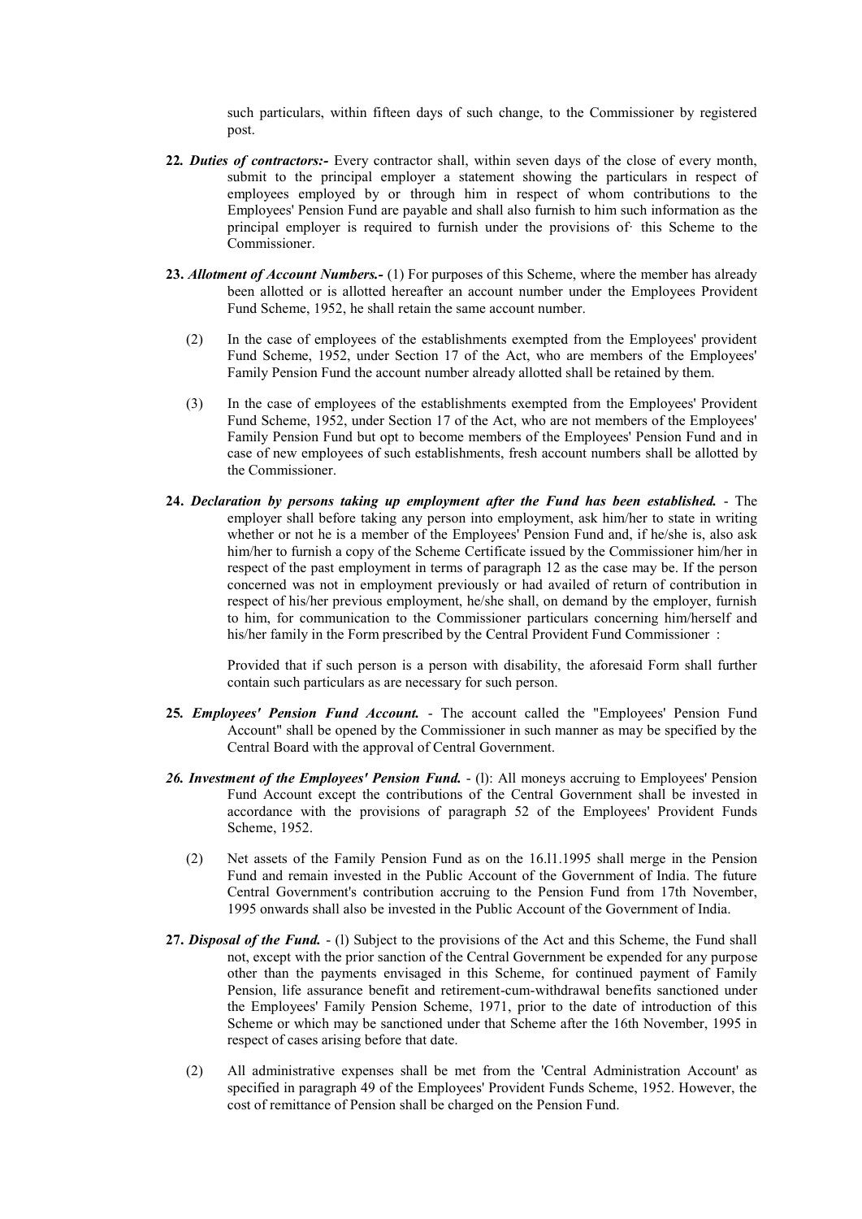such particulars, within fifteen days of such change, to the Commissioner by registered post.

**22.** ***Duties of contractors:-*** Every contractor shall, within seven days of the close of every month, submit to the principal employer a statement showing the particulars in respect of employees employed by or through him in respect of whom contributions to the Employees' Pension Fund are payable and shall also furnish to him such information as the principal employer is required to furnish under the provisions of· this Scheme to the Commissioner.

**23.** ***Allotment of Account Numbers.-*** (1) For purposes of this Scheme, where the member has already been allotted or is allotted hereafter an account number under the Employees Provident Fund Scheme, 1952, he shall retain the same account number.

(2) In the case of employees of the establishments exempted from the Employees' provident Fund Scheme, 1952, under Section 17 of the Act, who are members of the Employees' Family Pension Fund the account number already allotted shall be retained by them.

(3) In the case of employees of the establishments exempted from the Employees' Provident Fund Scheme, 1952, under Section 17 of the Act, who are not members of the Employees' Family Pension Fund but opt to become members of the Employees' Pension Fund and in case of new employees of such establishments, fresh account numbers shall be allotted by the Commissioner.

**24.** ***Declaration by persons taking up employment after the Fund has been established.*** - The employer shall before taking any person into employment, ask him/her to state in writing whether or not he is a member of the Employees' Pension Fund and, if he/she is, also ask him/her to furnish a copy of the Scheme Certificate issued by the Commissioner him/her in respect of the past employment in terms of paragraph 12 as the case may be. If the person concerned was not in employment previously or had availed of return of contribution in respect of his/her previous employment, he/she shall, on demand by the employer, furnish to him, for communication to the Commissioner particulars concerning him/herself and his/her family in the Form prescribed by the Central Provident Fund Commissioner :

Provided that if such person is a person with disability, the aforesaid Form shall further contain such particulars as are necessary for such person.

**25.** ***Employees' Pension Fund Account.*** - The account called the "Employees' Pension Fund Account" shall be opened by the Commissioner in such manner as may be specified by the Central Board with the approval of Central Government.

***26. Investment of the Employees' Pension Fund.*** - (l): All moneys accruing to Employees' Pension Fund Account except the contributions of the Central Government shall be invested in accordance with the provisions of paragraph 52 of the Employees' Provident Funds Scheme, 1952.

(2) Net assets of the Family Pension Fund as on the 16.11.1995 shall merge in the Pension Fund and remain invested in the Public Account of the Government of India. The future Central Government's contribution accruing to the Pension Fund from 17th November, 1995 onwards shall also be invested in the Public Account of the Government of India.

**27.** ***Disposal of the Fund.*** - (l) Subject to the provisions of the Act and this Scheme, the Fund shall not, except with the prior sanction of the Central Government be expended for any purpose other than the payments envisaged in this Scheme, for continued payment of Family Pension, life assurance benefit and retirement-cum-withdrawal benefits sanctioned under the Employees' Family Pension Scheme, 1971, prior to the date of introduction of this Scheme or which may be sanctioned under that Scheme after the 16th November, 1995 in respect of cases arising before that date.

(2) All administrative expenses shall be met from the 'Central Administration Account' as specified in paragraph 49 of the Employees' Provident Funds Scheme, 1952. However, the cost of remittance of Pension shall be charged on the Pension Fund.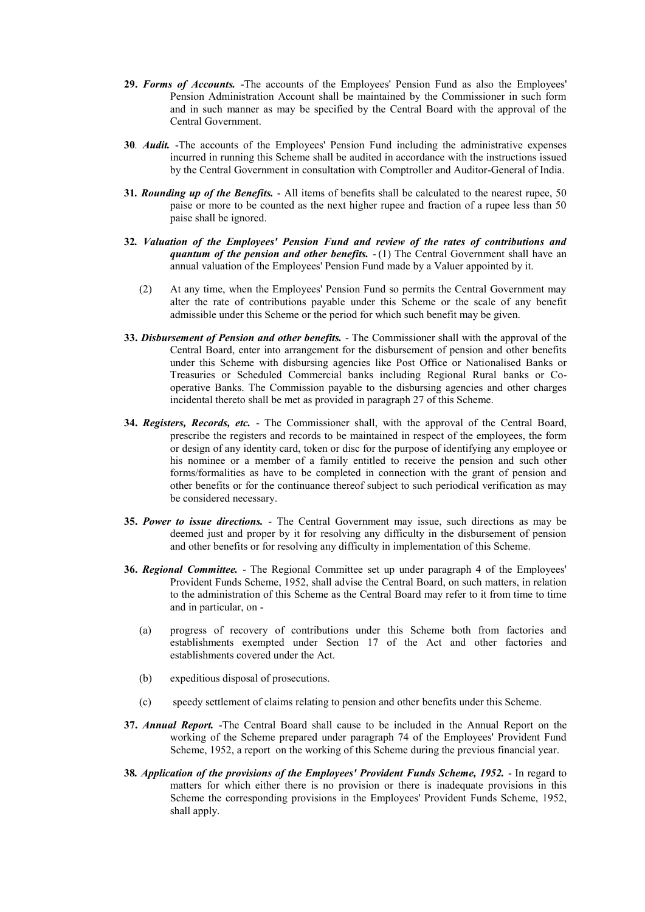**29.** ***Forms of Accounts.*** -The accounts of the Employees' Pension Fund as also the Employees' Pension Administration Account shall be maintained by the Commissioner in such form and in such manner as may be specified by the Central Board with the approval of the Central Government.

**30**. ***Audit.*** -The accounts of the Employees' Pension Fund including the administrative expenses incurred in running this Scheme shall be audited in accordance with the instructions issued by the Central Government in consultation with Comptroller and Auditor-General of India.

**31.** ***Rounding up of the Benefits.*** - All items of benefits shall be calculated to the nearest rupee, 50 paise or more to be counted as the next higher rupee and fraction of a rupee less than 50 paise shall be ignored.

**32.** ***Valuation of the Employees' Pension Fund and review of the rates of contributions and quantum of the pension and other benefits.*** - (1) The Central Government shall have an annual valuation of the Employees' Pension Fund made by a Valuer appointed by it.

(2) At any time, when the Employees' Pension Fund so permits the Central Government may alter the rate of contributions payable under this Scheme or the scale of any benefit admissible under this Scheme or the period for which such benefit may be given.

**33.** ***Disbursement of Pension and other benefits.*** - The Commissioner shall with the approval of the Central Board, enter into arrangement for the disbursement of pension and other benefits under this Scheme with disbursing agencies like Post Office or Nationalised Banks or Treasuries or Scheduled Commercial banks including Regional Rural banks or Co-operative Banks. The Commission payable to the disbursing agencies and other charges incidental thereto shall be met as provided in paragraph 27 of this Scheme.

**34.** ***Registers, Records, etc.*** - The Commissioner shall, with the approval of the Central Board, prescribe the registers and records to be maintained in respect of the employees, the form or design of any identity card, token or disc for the purpose of identifying any employee or his nominee or a member of a family entitled to receive the pension and such other forms/formalities as have to be completed in connection with the grant of pension and other benefits or for the continuance thereof subject to such periodical verification as may be considered necessary.

**35.** ***Power to issue directions.*** - The Central Government may issue, such directions as may be deemed just and proper by it for resolving any difficulty in the disbursement of pension and other benefits or for resolving any difficulty in implementation of this Scheme.

**36.** ***Regional Committee.*** - The Regional Committee set up under paragraph 4 of the Employees' Provident Funds Scheme, 1952, shall advise the Central Board, on such matters, in relation to the administration of this Scheme as the Central Board may refer to it from time to time and in particular, on -

(a) progress of recovery of contributions under this Scheme both from factories and establishments exempted under Section 17 of the Act and other factories and establishments covered under the Act.

(b) expeditious disposal of prosecutions.

(c) speedy settlement of claims relating to pension and other benefits under this Scheme.

**37.** ***Annual Report.*** -The Central Board shall cause to be included in the Annual Report on the working of the Scheme prepared under paragraph 74 of the Employees' Provident Fund Scheme, 1952, a report on the working of this Scheme during the previous financial year.

**38.** ***Application of the provisions of the Employees' Provident Funds Scheme, 1952.*** - In regard to matters for which either there is no provision or there is inadequate provisions in this Scheme the corresponding provisions in the Employees' Provident Funds Scheme, 1952, shall apply.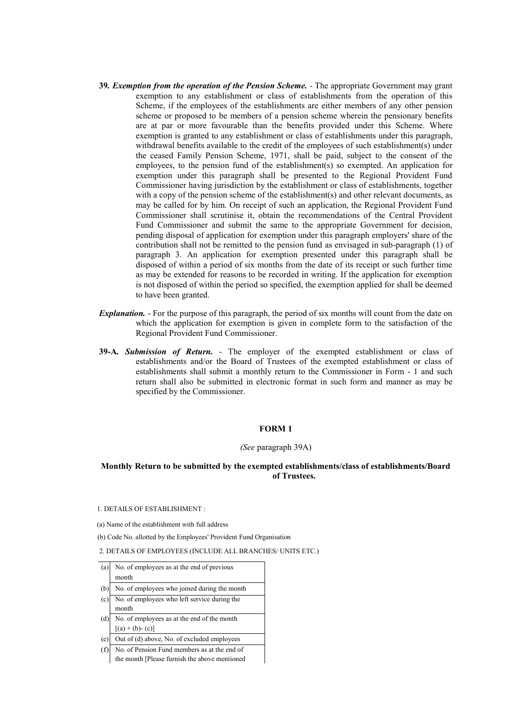**39.** ***Exemption from the operation of the Pension Scheme.*** - The appropriate Government may grant exemption to any establishment or class of establishments from the operation of this Scheme, if the employees of the establishments are either members of any other pension scheme or proposed to be members of a pension scheme wherein the pensionary benefits are at par or more favourable than the benefits provided under this Scheme. Where exemption is granted to any establishment or class of establishments under this paragraph, withdrawal benefits available to the credit of the employees of such establishment(s) under the ceased Family Pension Scheme, 1971, shall be paid, subject to the consent of the employees, to the pension fund of the establishment(s) so exempted. An application for exemption under this paragraph shall be presented to the Regional Provident Fund Commissioner having jurisdiction by the establishment or class of establishments, together with a copy of the pension scheme of the establishment(s) and other relevant documents, as may be called for by him. On receipt of such an application, the Regional Provident Fund Commissioner shall scrutinise it, obtain the recommendations of the Central Provident Fund Commissioner and submit the same to the appropriate Government for decision, pending disposal of application for exemption under this paragraph employers' share of the contribution shall not be remitted to the pension fund as envisaged in sub-paragraph (1) of paragraph 3. An application for exemption presented under this paragraph shall be disposed of within a period of six months from the date of its receipt or such further time as may be extended for reasons to be recorded in writing. If the application for exemption is not disposed of within the period so specified, the exemption applied for shall be deemed to have been granted.

***Explanation.*** - For the purpose of this paragraph, the period of six months will count from the date on which the application for exemption is given in complete form to the satisfaction of the Regional Provident Fund Commissioner.

**39-A.** ***Submission of Return.*** - The employer of the exempted establishment or class of establishments and/or the Board of Trustees of the exempted establishment or class of establishments shall submit a monthly return to the Commissioner in Form - 1 and such return shall also be submitted in electronic format in such form and manner as may be specified by the Commissioner.

## FORM 1

*(See* paragraph 39A)

**Monthly Return to be submitted by the exempted establishments/class of establishments/Board of Trustees.**

1. DETAILS OF ESTABLISHMENT :

(a) Name of the establishment with full address

(b) Code No. allotted by the Employees' Provident Fund Organisation

2. DETAILS OF EMPLOYEES (INCLUDE ALL BRANCHES/ UNITS ETC.)

| | |
|---|---|
| (a) | No. of employees as at the end of previous month |
| (b) | No. of employees who joined during the month |
| (c) | No. of employees who left service during the month |
| (d) | No. of employees as at the end of the month [(a) + (b)- (c)] |
| (e) | Out of (d) above, No. of excluded employees |
| (f) | No. of Pension Fund members as at the end of the month [Please furnish the above mentioned |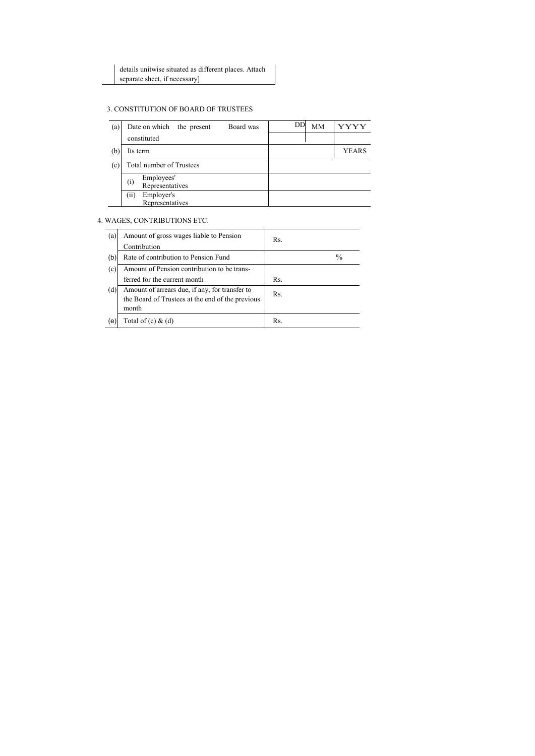| |
|---|
| details unitwise situated as different places. Attach separate sheet, if necessary] |

3. CONSTITUTION OF BOARD OF TRUSTEES

| | | | | |
|---|---|---|---|---|
| (a) | Date on which the present Board was constituted | DD | MM | YYYY |
| (b) | Its term | | | YEARS |
| (c) | Total number of Trustees | | | |
| | (i) Employees' Representatives | | | |
| | (ii) Employer's Representatives | | | |

4. WAGES, CONTRIBUTIONS ETC.

| | | |
|---|---|---|
| (a) | Amount of gross wages liable to Pension Contribution | Rs. |
| (b) | Rate of contribution to Pension Fund | % |
| (c) | Amount of Pension contribution to be transferred for the current month | Rs. |
| (d) | Amount of arrears due, if any, for transfer to the Board of Trustees at the end of the previous month | Rs. |
| (e) | Total of (c) & (d) | Rs. |